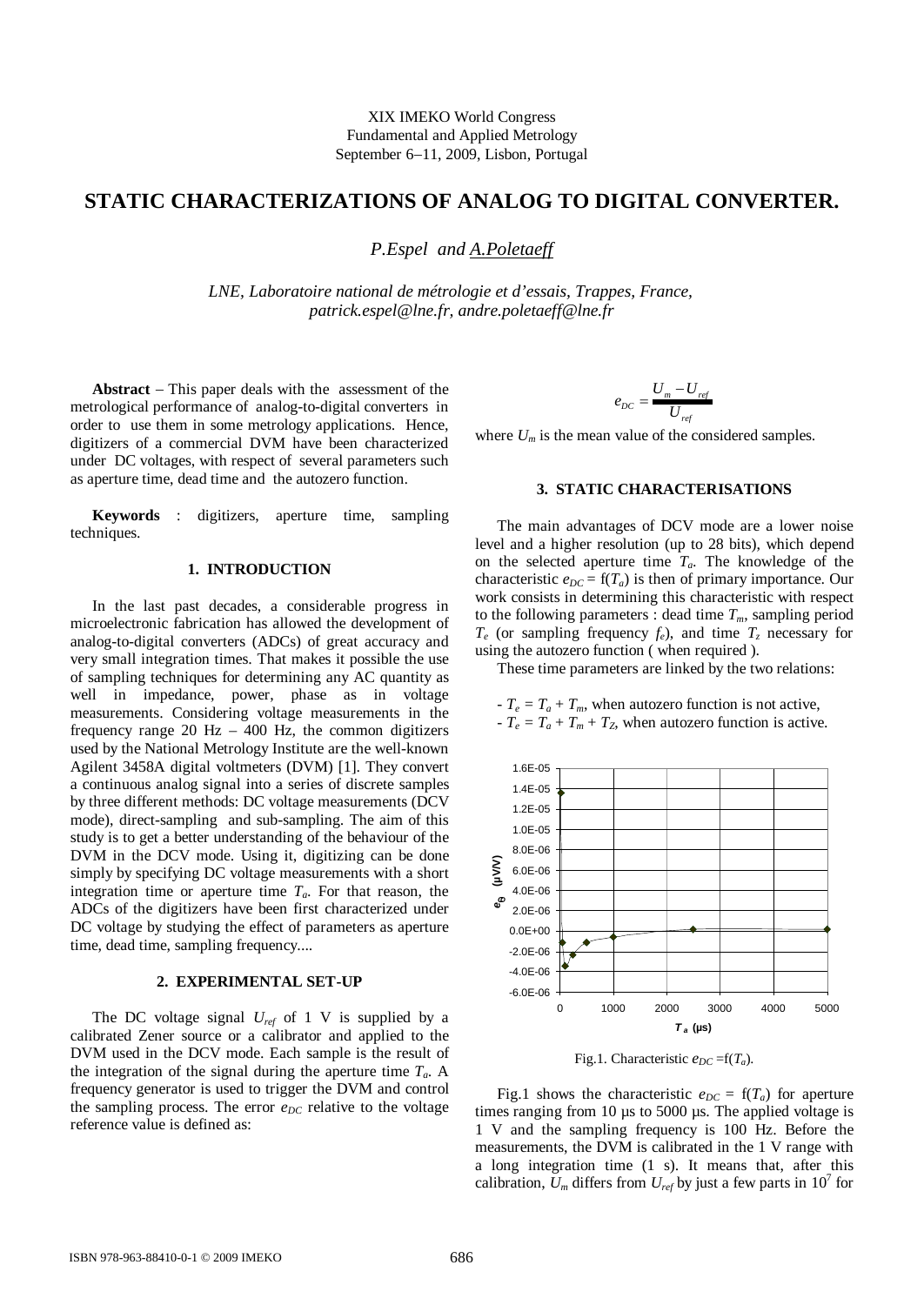XIX IMEKO World Congress
Fundamental and Applied Metrology
September 6−11, 2009, Lisbon, Portugal

# STATIC CHARACTERIZATIONS OF ANALOG TO DIGITAL CONVERTER.

*P.Espel and A.Poletaeff*

*LNE, Laboratoire national de métrologie et d'essais, Trappes, France, patrick.espel@lne.fr, andre.poletaeff@lne.fr*

**Abstract** – This paper deals with the assessment of the metrological performance of analog-to-digital converters in order to use them in some metrology applications. Hence, digitizers of a commercial DVM have been characterized under DC voltages, with respect of several parameters such as aperture time, dead time and the autozero function.

**Keywords** : digitizers, aperture time, sampling techniques.

## 1. INTRODUCTION

In the last past decades, a considerable progress in microelectronic fabrication has allowed the development of analog-to-digital converters (ADCs) of great accuracy and very small integration times. That makes it possible the use of sampling techniques for determining any AC quantity as well in impedance, power, phase as in voltage measurements. Considering voltage measurements in the frequency range 20 Hz – 400 Hz, the common digitizers used by the National Metrology Institute are the well-known Agilent 3458A digital voltmeters (DVM) [1]. They convert a continuous analog signal into a series of discrete samples by three different methods: DC voltage measurements (DCV mode), direct-sampling and sub-sampling. The aim of this study is to get a better understanding of the behaviour of the DVM in the DCV mode. Using it, digitizing can be done simply by specifying DC voltage measurements with a short integration time or aperture time $T_a$. For that reason, the ADCs of the digitizers have been first characterized under DC voltage by studying the effect of parameters as aperture time, dead time, sampling frequency....

## 2. EXPERIMENTAL SET-UP

The DC voltage signal $U_{ref}$ of 1 V is supplied by a calibrated Zener source or a calibrator and applied to the DVM used in the DCV mode. Each sample is the result of the integration of the signal during the aperture time $T_a$. A frequency generator is used to trigger the DVM and control the sampling process. The error $e_{DC}$ relative to the voltage reference value is defined as:

$$e_{DC} = \frac{U_m - U_{ref}}{U_{ref}}$$

where $U_m$ is the mean value of the considered samples.

## 3. STATIC CHARACTERISATIONS

The main advantages of DCV mode are a lower noise level and a higher resolution (up to 28 bits), which depend on the selected aperture time $T_a$. The knowledge of the characteristic $e_{DC} = f(T_a)$ is then of primary importance. Our work consists in determining this characteristic with respect to the following parameters : dead time $T_m$, sampling period $T_e$ (or sampling frequency $f_e$), and time $T_z$ necessary for using the autozero function ( when required ).

These time parameters are linked by the two relations:

- $T_e = T_a + T_m$, when autozero function is not active,
- $T_e = T_a + T_m + T_Z$, when autozero function is active.

Fig.1. Characteristic $e_{DC}$ =f($T_a$).

Fig.1 shows the characteristic $e_{DC}$ = f($T_a$) for aperture times ranging from 10 µs to 5000 µs. The applied voltage is 1 V and the sampling frequency is 100 Hz. Before the measurements, the DVM is calibrated in the 1 V range with a long integration time (1 s). It means that, after this calibration, $U_m$ differs from $U_{ref}$ by just a few parts in $10^7$ for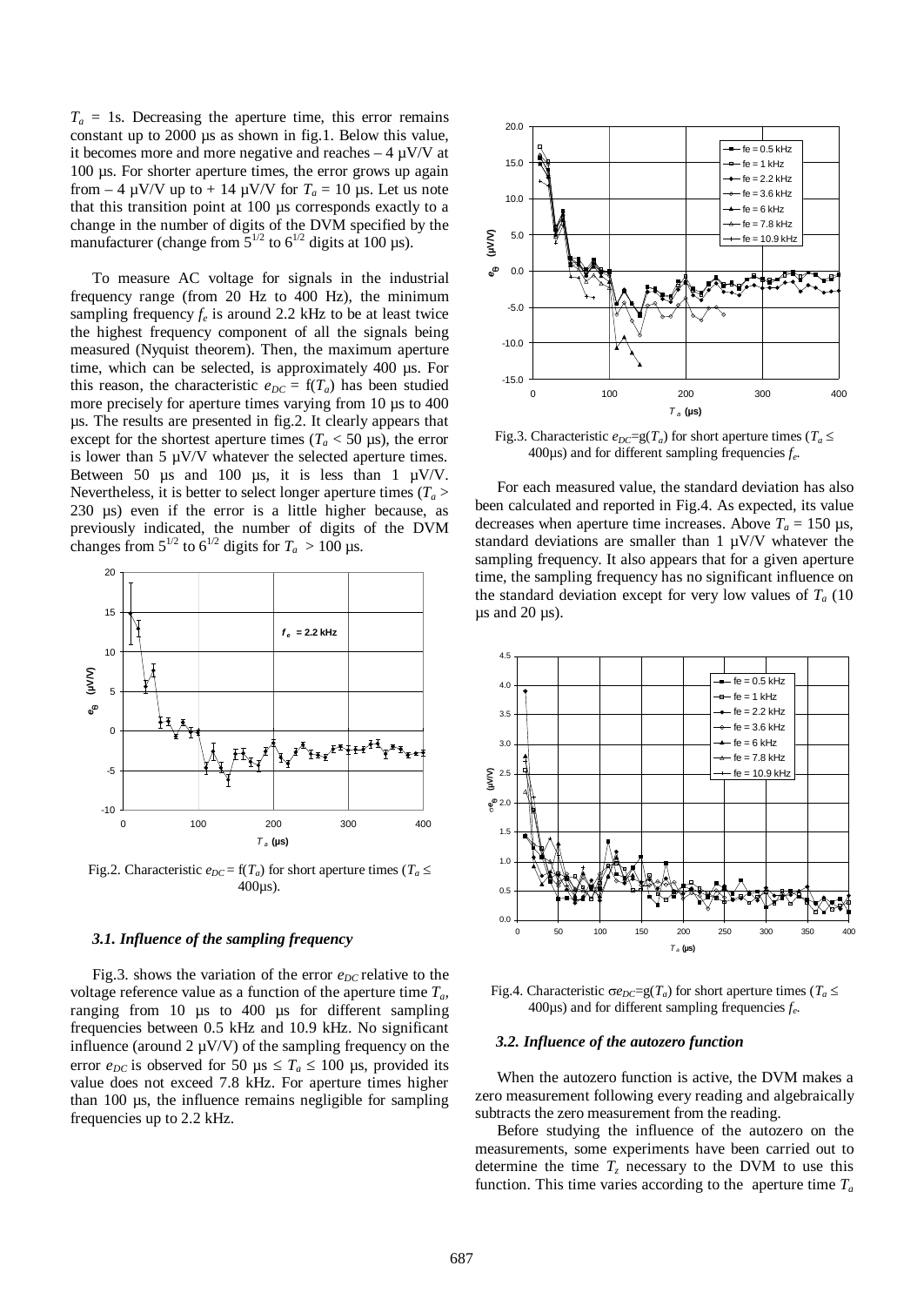$T_a$ = 1s. Decreasing the aperture time, this error remains constant up to 2000 µs as shown in fig.1. Below this value, it becomes more and more negative and reaches – 4 µV/V at 100 µs. For shorter aperture times, the error grows up again from – 4 µV/V up to + 14 µV/V for $T_a$ = 10 µs. Let us note that this transition point at 100 µs corresponds exactly to a change in the number of digits of the DVM specified by the manufacturer (change from $5^{1/2}$ to $6^{1/2}$ digits at 100 µs).

To measure AC voltage for signals in the industrial frequency range (from 20 Hz to 400 Hz), the minimum sampling frequency $f_e$ is around 2.2 kHz to be at least twice the highest frequency component of all the signals being measured (Nyquist theorem). Then, the maximum aperture time, which can be selected, is approximately 400 µs. For this reason, the characteristic $e_{DC} = f(T_a)$ has been studied more precisely for aperture times varying from 10 µs to 400 µs. The results are presented in fig.2. It clearly appears that except for the shortest aperture times ($T_a$ < 50 µs), the error is lower than 5 µV/V whatever the selected aperture times. Between 50 µs and 100 µs, it is less than 1 µV/V. Nevertheless, it is better to select longer aperture times ($T_a$ > 230 µs) even if the error is a little higher because, as previously indicated, the number of digits of the DVM changes from $5^{1/2}$ to $6^{1/2}$ digits for $T_a$ > 100 µs.

Fig.2. Characteristic $e_{DC} = f(T_a)$ for short aperture times ($T_a \leq$ 400µs).

### *3.1. Influence of the sampling frequency*

Fig.3. shows the variation of the error $e_{DC}$ relative to the voltage reference value as a function of the aperture time $T_a$, ranging from 10 µs to 400 µs for different sampling frequencies between 0.5 kHz and 10.9 kHz. No significant influence (around 2 µV/V) of the sampling frequency on the error $e_{DC}$ is observed for 50 µs ≤ $T_a$ ≤ 100 µs, provided its value does not exceed 7.8 kHz. For aperture times higher than 100 µs, the influence remains negligible for sampling frequencies up to 2.2 kHz.

Fig.3. Characteristic $e_{DC}=g(T_a)$ for short aperture times ($T_a \leq$ 400µs) and for different sampling frequencies $f_e$.

For each measured value, the standard deviation has also been calculated and reported in Fig.4. As expected, its value decreases when aperture time increases. Above $T_a$ = 150 µs, standard deviations are smaller than 1 µV/V whatever the sampling frequency. It also appears that for a given aperture time, the sampling frequency has no significant influence on the standard deviation except for very low values of $T_a$ (10 µs and 20 µs).

Fig.4. Characteristic $\sigma e_{DC}=g(T_a)$ for short aperture times ($T_a \leq$ 400µs) and for different sampling frequencies $f_e$.

### *3.2. Influence of the autozero function*

When the autozero function is active, the DVM makes a zero measurement following every reading and algebraically subtracts the zero measurement from the reading.

Before studying the influence of the autozero on the measurements, some experiments have been carried out to determine the time $T_z$ necessary to the DVM to use this function. This time varies according to the aperture time $T_a$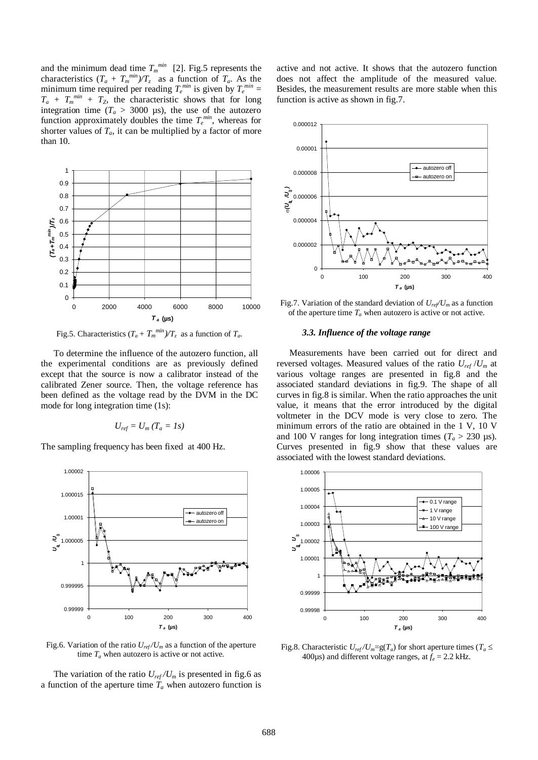and the minimum dead time $T_m^{min}$ [2]. Fig.5 represents the characteristics $(T_a + T_m^{min})/T_z$ as a function of $T_a$. As the minimum time required per reading $T_e^{min}$ is given by $T_e^{min} = T_a + T_m^{min} + T_Z$, the characteristic shows that for long integration time ($T_a$ > 3000 µs), the use of the autozero function approximately doubles the time $T_e^{min}$, whereas for shorter values of $T_a$, it can be multiplied by a factor of more than 10.

Fig.5. Characteristics $(T_a + T_m^{min})/T_z$ as a function of $T_a$.

To determine the influence of the autozero function, all the experimental conditions are as previously defined except that the source is now a calibrator instead of the calibrated Zener source. Then, the voltage reference has been defined as the voltage read by the DVM in the DC mode for long integration time (1s):

$$U_{ref} = U_m\ (T_a = 1s)$$

The sampling frequency has been fixed at 400 Hz.

Fig.6. Variation of the ratio $U_{ref}/U_m$ as a function of the aperture time $T_a$ when autozero is active or not active.

The variation of the ratio $U_{ref}/U_m$ is presented in fig.6 as a function of the aperture time $T_a$ when autozero function is active and not active. It shows that the autozero function does not affect the amplitude of the measured value. Besides, the measurement results are more stable when this function is active as shown in fig.7.

Fig.7. Variation of the standard deviation of $U_{ref}/U_m$ as a function of the aperture time $T_a$ when autozero is active or not active.

### *3.3. Influence of the voltage range*

Measurements have been carried out for direct and reversed voltages. Measured values of the ratio $U_{ref}/U_m$ at various voltage ranges are presented in fig.8 and the associated standard deviations in fig.9. The shape of all curves in fig.8 is similar. When the ratio approaches the unit value, it means that the error introduced by the digital voltmeter in the DCV mode is very close to zero. The minimum errors of the ratio are obtained in the 1 V, 10 V and 100 V ranges for long integration times ($T_a$ > 230 µs). Curves presented in fig.9 show that these values are associated with the lowest standard deviations.

Fig.8. Characteristic $U_{ref}/U_m = g(T_a)$ for short aperture times ($T_a \leq$ 400µs) and different voltage ranges, at $f_e$ = 2.2 kHz.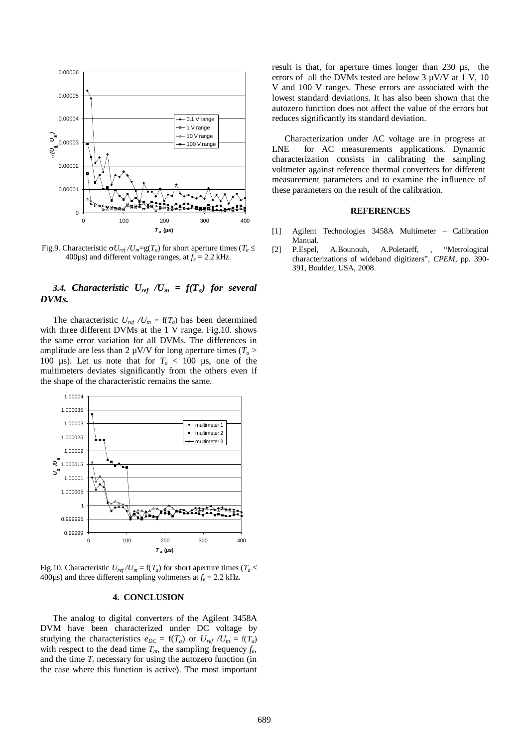0.00006

0.00005

0.00004

0.00003

0.00002

0.00001

0

0 100 200 300 400

$\sigma(U_{ref}/U_m)$

$T_a$ (µs)

0.1 V range

1 V range

10 V range

100 V range

Fig.9. Characteristic $\sigma U_{ref}/U_m$=g($T_a$) for short aperture times ($T_a \leq$ 400µs) and different voltage ranges, at $f_e$ = 2.2 kHz.

### *3.4. Characteristic $U_{ref}/U_m = f(T_a)$ for several DVMs.*

The characteristic $U_{ref}/U_m$ = f($T_a$) has been determined with three different DVMs at the 1 V range. Fig.10. shows the same error variation for all DVMs. The differences in amplitude are less than 2 µV/V for long aperture times ($T_a$ > 100 µs). Let us note that for $T_a$ < 100 µs, one of the multimeters deviates significantly from the others even if the shape of the characteristic remains the same.

1.00004

1.000035

1.00003

1.000025

1.00002

1.000015

1.00001

1.000005

1

0.999995

0.99999

0 100 200 300 400

$U_{ref}/U_m$

$T_a$ (µs)

multimeter 1

multimeter 2

multimeter 3

Fig.10. Characteristic $U_{ref}/U_m$ = f($T_a$) for short aperture times ($T_a \leq$ 400µs) and three different sampling voltmeters at $f_e$ = 2.2 kHz.

## 4. CONCLUSION

The analog to digital converters of the Agilent 3458A DVM have been characterized under DC voltage by studying the characteristics $e_{DC}$ = f($T_a$) or $U_{ref}/U_m$ = f($T_a$) with respect to the dead time $T_m$, the sampling frequency $f_e$, and the time $T_z$ necessary for using the autozero function (in the case where this function is active). The most important result is that, for aperture times longer than 230 µs, the errors of all the DVMs tested are below 3 µV/V at 1 V, 10 V and 100 V ranges. These errors are associated with the lowest standard deviations. It has also been shown that the autozero function does not affect the value of the errors but reduces significantly its standard deviation.

Characterization under AC voltage are in progress at LNE for AC measurements applications. Dynamic characterization consists in calibrating the sampling voltmeter against reference thermal converters for different measurement parameters and to examine the influence of these parameters on the result of the calibration.

## REFERENCES

[1] Agilent Technologies 3458A Multimeter – Calibration Manual.

[2] P.Espel, A.Bounouh, A.Poletaeff, , "Metrological characterizations of wideband digitizers", *CPEM*, pp. 390-391, Boulder, USA, 2008.